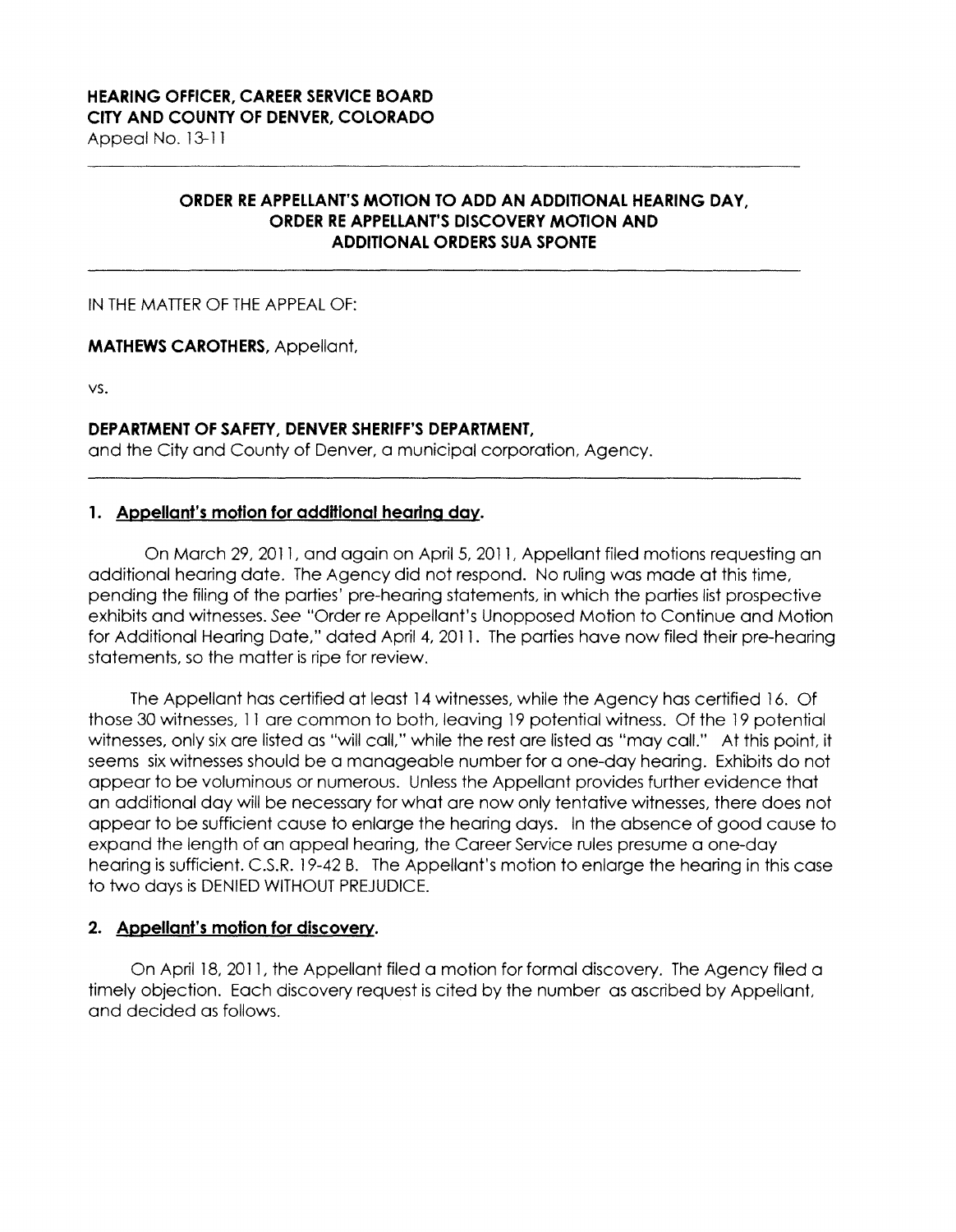**HEARING OFFICER, CAREER SERVICE BOARD**
**CITY AND COUNTY OF DENVER, COLORADO**
Appeal No. 13-11

---

## ORDER RE APPELLANT'S MOTION TO ADD AN ADDITIONAL HEARING DAY, ORDER RE APPELLANT'S DISCOVERY MOTION AND ADDITIONAL ORDERS SUA SPONTE

---

IN THE MATTER OF THE APPEAL OF:

**MATHEWS CAROTHERS,** Appellant,

vs.

**DEPARTMENT OF SAFETY, DENVER SHERIFF'S DEPARTMENT,**
and the City and County of Denver, a municipal corporation, Agency.

---

### 1. Appellant's motion for additional hearing day.

On March 29, 2011, and again on April 5, 2011, Appellant filed motions requesting an additional hearing date. The Agency did not respond. No ruling was made at this time, pending the filing of the parties' pre-hearing statements, in which the parties list prospective exhibits and witnesses. *See* "Order re Appellant's Unopposed Motion to Continue and Motion for Additional Hearing Date," dated April 4, 2011. The parties have now filed their pre-hearing statements, so the matter is ripe for review.

The Appellant has certified at least 14 witnesses, while the Agency has certified 16. Of those 30 witnesses, 11 are common to both, leaving 19 potential witness. Of the 19 potential witnesses, only six are listed as "will call," while the rest are listed as "may call." At this point, it seems six witnesses should be a manageable number for a one-day hearing. Exhibits do not appear to be voluminous or numerous. Unless the Appellant provides further evidence that an additional day will be necessary for what are now only tentative witnesses, there does not appear to be sufficient cause to enlarge the hearing days. In the absence of good cause to expand the length of an appeal hearing, the Career Service rules presume a one-day hearing is sufficient. C.S.R. 19-42 B. The Appellant's motion to enlarge the hearing in this case to two days is DENIED WITHOUT PREJUDICE.

### 2. Appellant's motion for discovery.

On April 18, 2011, the Appellant filed a motion for formal discovery. The Agency filed a timely objection. Each discovery request is cited by the number as ascribed by Appellant, and decided as follows.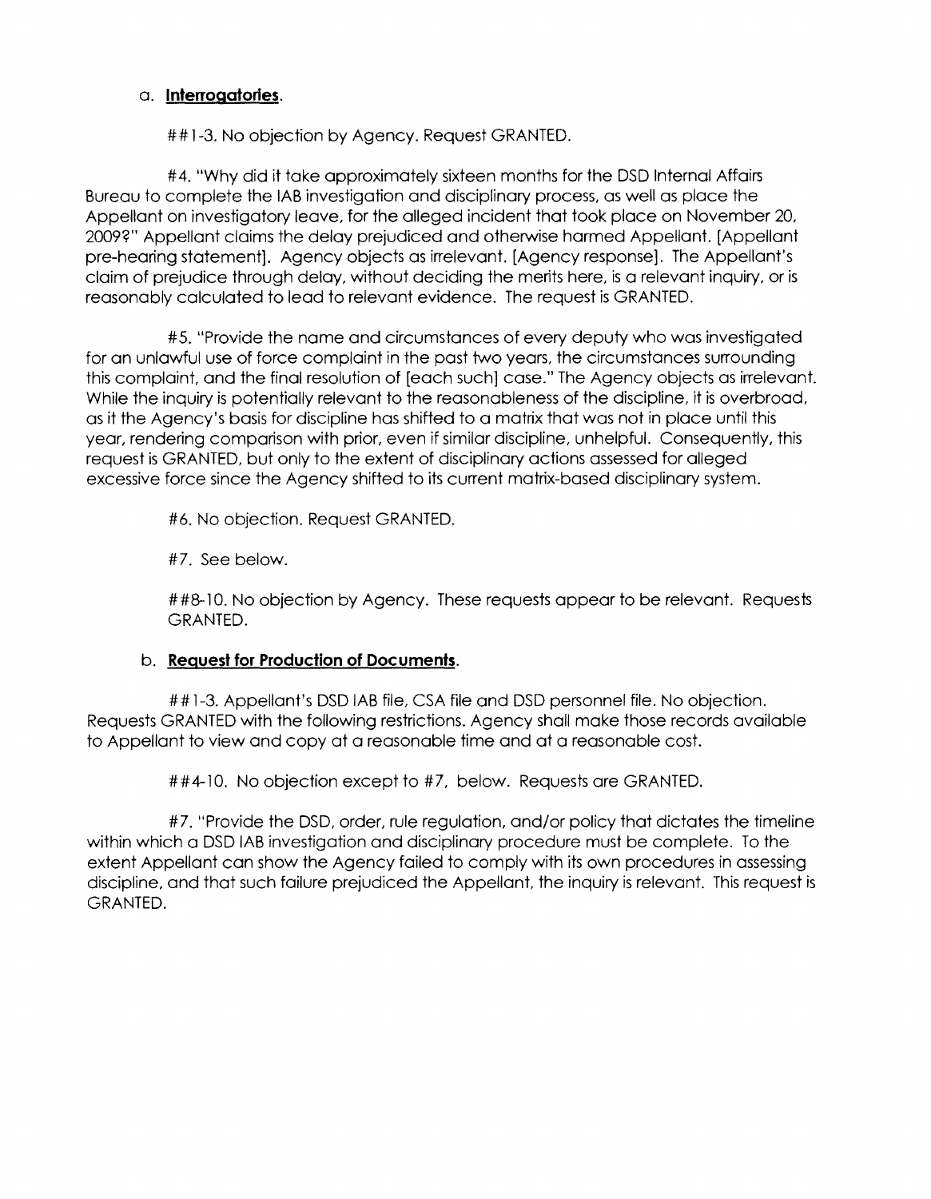a. **Interrogatories**.

##1-3. No objection by Agency. Request GRANTED.

#4. "Why did it take approximately sixteen months for the DSD Internal Affairs Bureau to complete the IAB investigation and disciplinary process, as well as place the Appellant on investigatory leave, for the alleged incident that took place on November 20, 2009?" Appellant claims the delay prejudiced and otherwise harmed Appellant. [Appellant pre-hearing statement]. Agency objects as irrelevant. [Agency response]. The Appellant's claim of prejudice through delay, without deciding the merits here, is a relevant inquiry, or is reasonably calculated to lead to relevant evidence. The request is GRANTED.

#5. "Provide the name and circumstances of every deputy who was investigated for an unlawful use of force complaint in the past two years, the circumstances surrounding this complaint, and the final resolution of [each such] case." The Agency objects as irrelevant. While the inquiry is potentially relevant to the reasonableness of the discipline, it is overbroad, as it the Agency's basis for discipline has shifted to a matrix that was not in place until this year, rendering comparison with prior, even if similar discipline, unhelpful. Consequently, this request is GRANTED, but only to the extent of disciplinary actions assessed for alleged excessive force since the Agency shifted to its current matrix-based disciplinary system.

#6. No objection. Request GRANTED.

#7. See below.

##8-10. No objection by Agency. These requests appear to be relevant. Requests GRANTED.

b. **Request for Production of Documents**.

##1-3. Appellant's DSD IAB file, CSA file and DSD personnel file. No objection. Requests GRANTED with the following restrictions. Agency shall make those records available to Appellant to view and copy at a reasonable time and at a reasonable cost.

##4-10. No objection except to #7, below. Requests are GRANTED.

#7. "Provide the DSD, order, rule regulation, and/or policy that dictates the timeline within which a DSD IAB investigation and disciplinary procedure must be complete. To the extent Appellant can show the Agency failed to comply with its own procedures in assessing discipline, and that such failure prejudiced the Appellant, the inquiry is relevant. This request is GRANTED.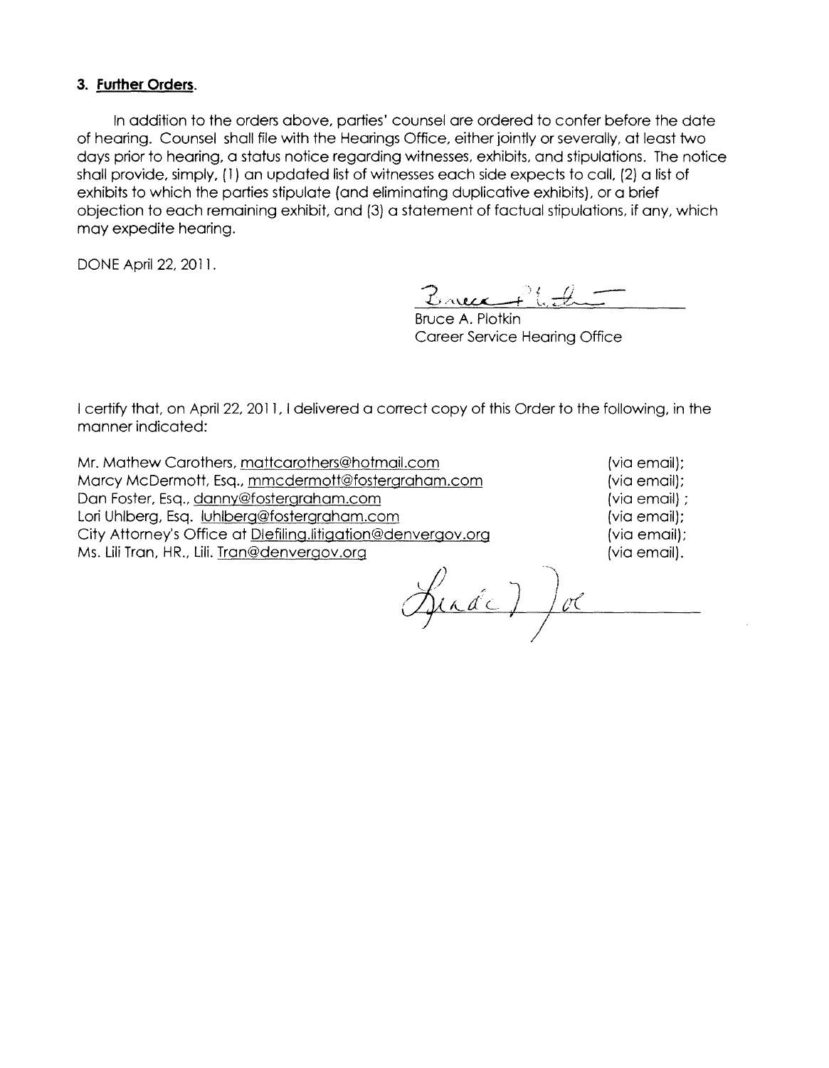### 3. **Further Orders**.

In addition to the orders above, parties' counsel are ordered to confer before the date of hearing. Counsel shall file with the Hearings Office, either jointly or severally, at least two days prior to hearing, a status notice regarding witnesses, exhibits, and stipulations. The notice shall provide, simply, (1) an updated list of witnesses each side expects to call, (2) a list of exhibits to which the parties stipulate (and eliminating duplicative exhibits), or a brief objection to each remaining exhibit, and (3) a statement of factual stipulations, if any, which may expedite hearing.

DONE April 22, 2011.

Bruce A. Plotkin
Career Service Hearing Office

I certify that, on April 22, 2011, I delivered a correct copy of this Order to the following, in the manner indicated:

| | |
|---|---|
| Mr. Mathew Carothers, mattcarothers@hotmail.com | (via email); |
| Marcy McDermott, Esq., mmcdermott@fostergraham.com | (via email); |
| Dan Foster, Esq., danny@fostergraham.com | (via email) ; |
| Lori Uhlberg, Esq. luhlberg@fostergraham.com | (via email); |
| City Attorney's Office at Dlefiling.litigation@denvergov.org | (via email); |
| Ms. Lili Tran, HR., Lili. Tran@denvergov.org | (via email). |